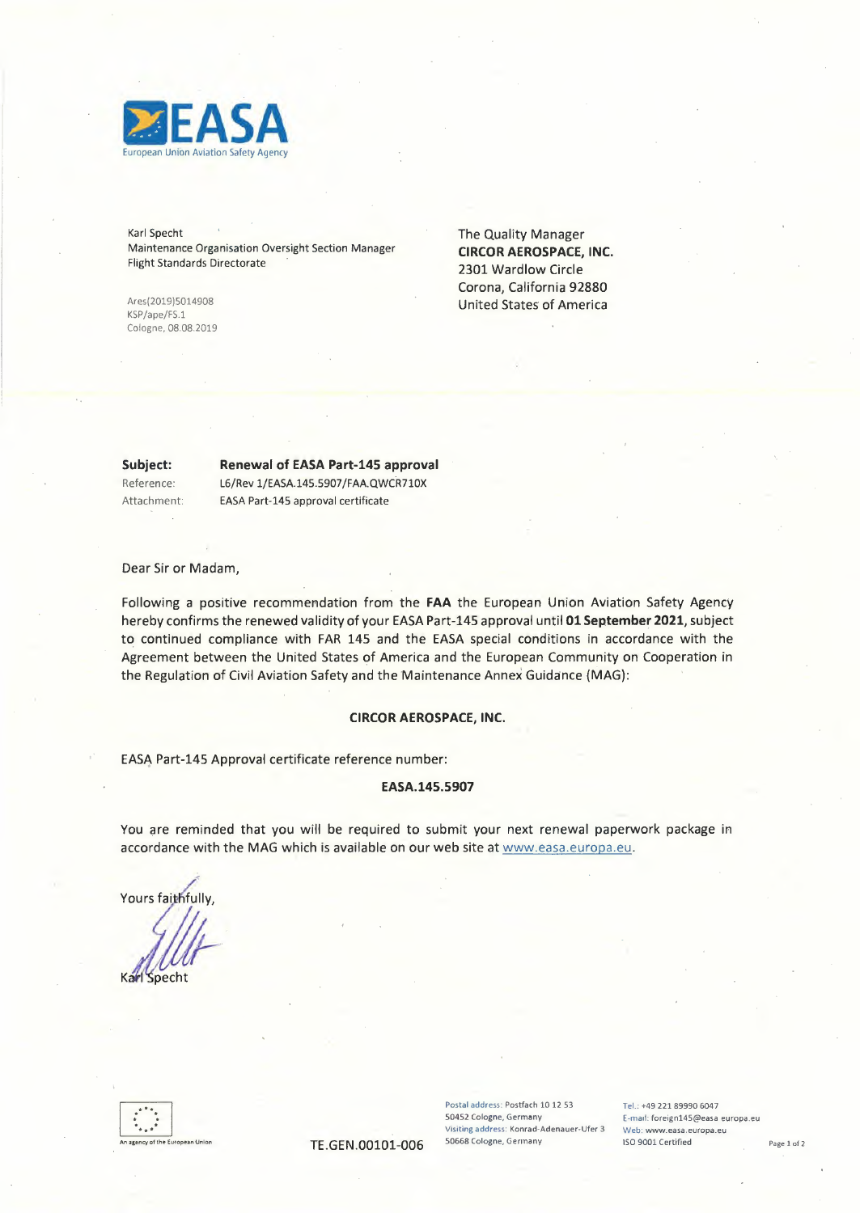**EASA**
European Union Aviation Safety Agency

Karl Specht
Maintenance Organisation Oversight Section Manager
Flight Standards Directorate

Ares(2019)5014908
KSP/ape/FS.1
Cologne, 08.08.2019

The Quality Manager
**CIRCOR AEROSPACE, INC.**
2301 Wardlow Circle
Corona, California 92880
United States of America

**Subject:** **Renewal of EASA Part-145 approval**
Reference: L6/Rev 1/EASA.145.5907/FAA.QWCR710X
Attachment: EASA Part-145 approval certificate

Dear Sir or Madam,

Following a positive recommendation from the **FAA** the European Union Aviation Safety Agency hereby confirms the renewed validity of your EASA Part-145 approval until **01 September 2021**, subject to continued compliance with FAR 145 and the EASA special conditions in accordance with the Agreement between the United States of America and the European Community on Cooperation in the Regulation of Civil Aviation Safety and the Maintenance Annex Guidance (MAG):

**CIRCOR AEROSPACE, INC.**

EASA Part-145 Approval certificate reference number:

**EASA.145.5907**

You are reminded that you will be required to submit your next renewal paperwork package in accordance with the MAG which is available on our web site at www.easa.europa.eu.

Yours faithfully,

Karl Specht

An agency of the European Union

TE.GEN.00101-006

Postal address: Postfach 10 12 53
50452 Cologne, Germany
Visiting address: Konrad-Adenauer-Ufer 3
50668 Cologne, Germany

Tel.: +49 221 89990 6047
E-mail: foreign145@easa europa.eu
Web: www.easa.europa.eu
ISO 9001 Certified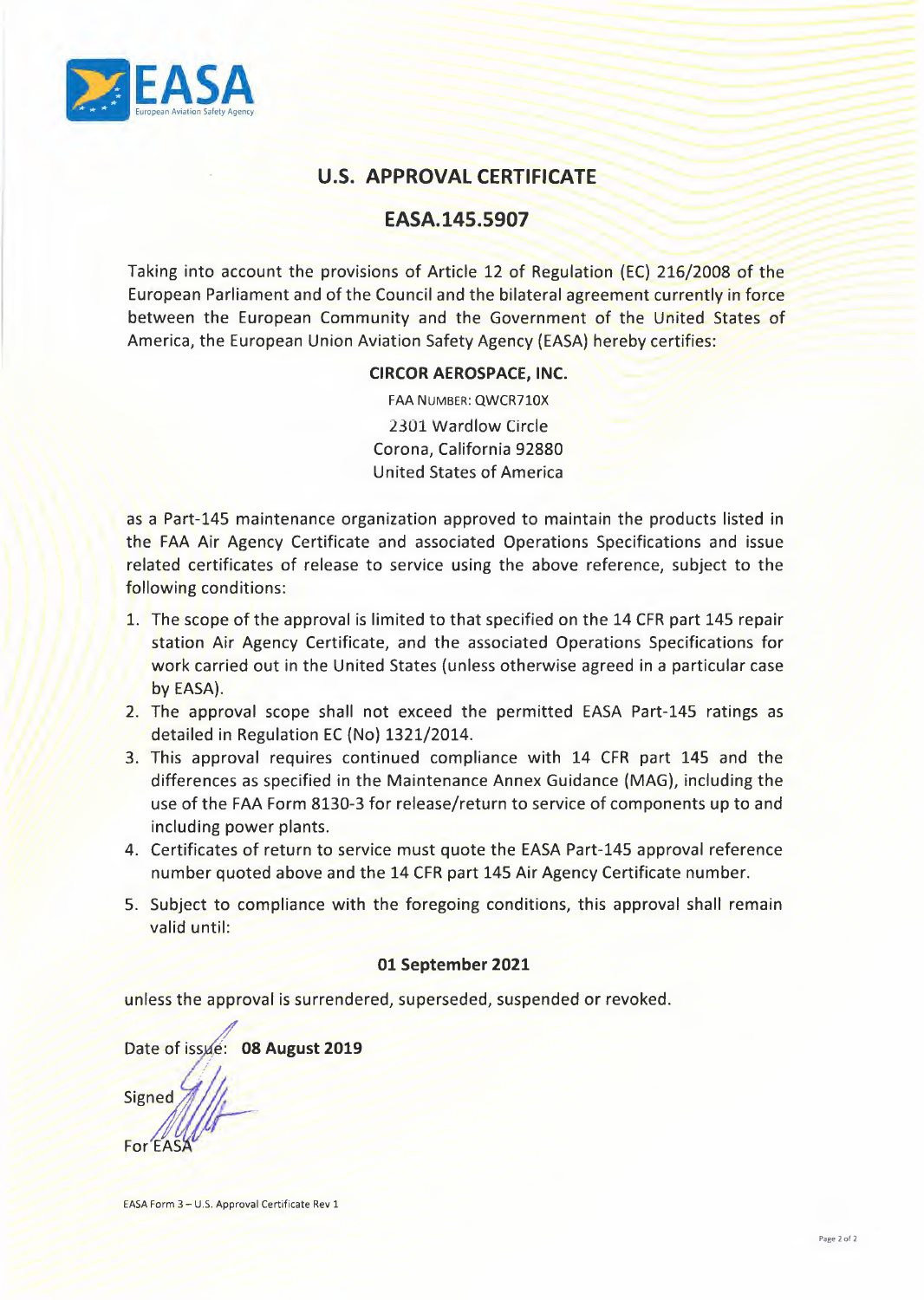EASA
European Aviation Safety Agency

# U.S. APPROVAL CERTIFICATE

## EASA.145.5907

Taking into account the provisions of Article 12 of Regulation (EC) 216/2008 of the European Parliament and of the Council and the bilateral agreement currently in force between the European Community and the Government of the United States of America, the European Union Aviation Safety Agency (EASA) hereby certifies:

**CIRCOR AEROSPACE, INC.**

FAA NUMBER: QWCR710X
2301 Wardlow Circle
Corona, California 92880
United States of America

as a Part-145 maintenance organization approved to maintain the products listed in the FAA Air Agency Certificate and associated Operations Specifications and issue related certificates of release to service using the above reference, subject to the following conditions:

1. The scope of the approval is limited to that specified on the 14 CFR part 145 repair station Air Agency Certificate, and the associated Operations Specifications for work carried out in the United States (unless otherwise agreed in a particular case by EASA).
2. The approval scope shall not exceed the permitted EASA Part-145 ratings as detailed in Regulation EC (No) 1321/2014.
3. This approval requires continued compliance with 14 CFR part 145 and the differences as specified in the Maintenance Annex Guidance (MAG), including the use of the FAA Form 8130-3 for release/return to service of components up to and including power plants.
4. Certificates of return to service must quote the EASA Part-145 approval reference number quoted above and the 14 CFR part 145 Air Agency Certificate number.
5. Subject to compliance with the foregoing conditions, this approval shall remain valid until:

**01 September 2021**

unless the approval is surrendered, superseded, suspended or revoked.

Date of issue: **08 August 2019**

Signed

For EASA

EASA Form 3 – U.S. Approval Certificate Rev 1